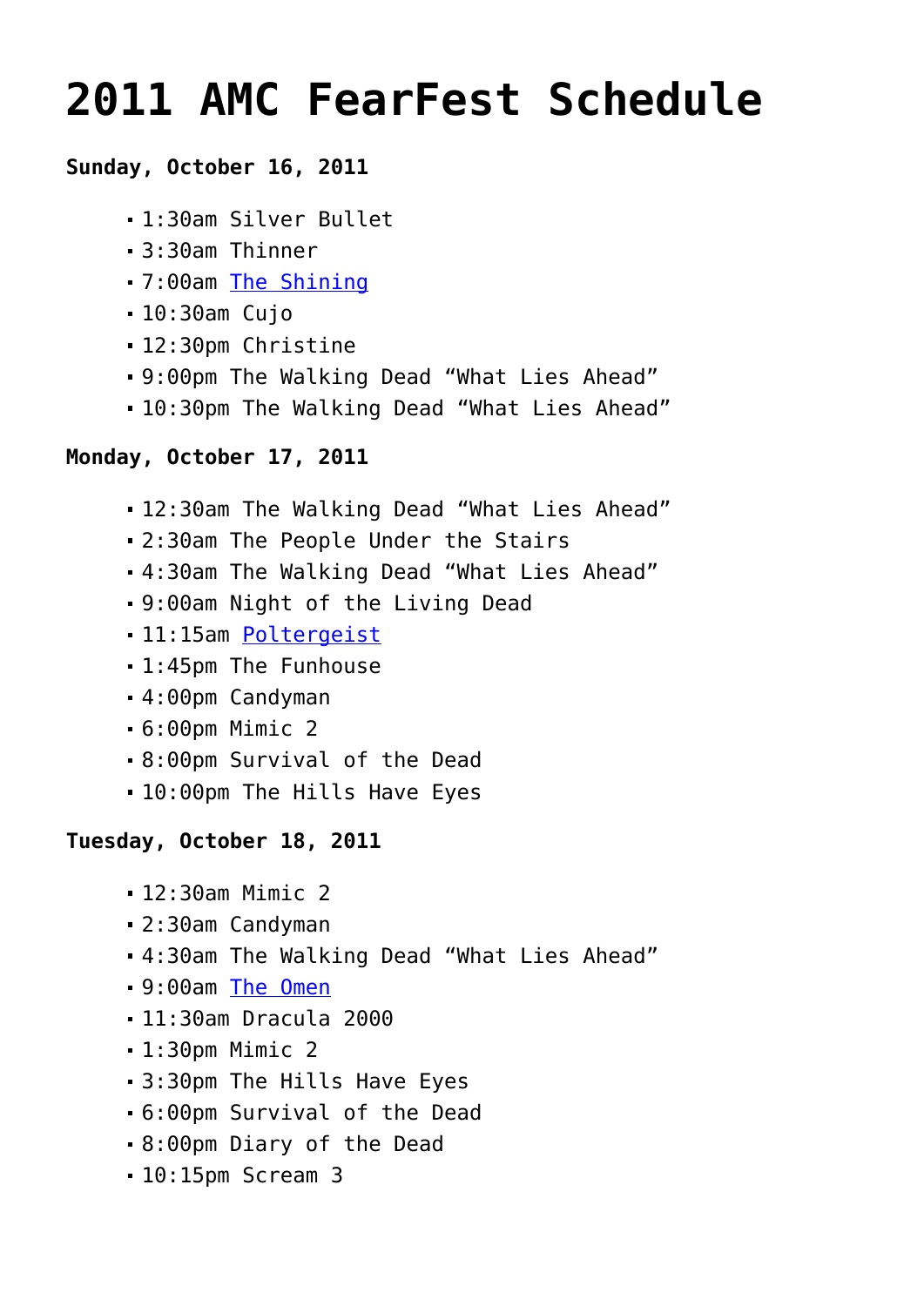# 2011 AMC FearFest Schedule

**Sunday, October 16, 2011**

- 1:30am Silver Bullet
- 3:30am Thinner
- 7:00am The Shining
- 10:30am Cujo
- 12:30pm Christine
- 9:00pm The Walking Dead "What Lies Ahead"
- 10:30pm The Walking Dead "What Lies Ahead"

**Monday, October 17, 2011**

- 12:30am The Walking Dead "What Lies Ahead"
- 2:30am The People Under the Stairs
- 4:30am The Walking Dead "What Lies Ahead"
- 9:00am Night of the Living Dead
- 11:15am Poltergeist
- 1:45pm The Funhouse
- 4:00pm Candyman
- 6:00pm Mimic 2
- 8:00pm Survival of the Dead
- 10:00pm The Hills Have Eyes

**Tuesday, October 18, 2011**

- 12:30am Mimic 2
- 2:30am Candyman
- 4:30am The Walking Dead "What Lies Ahead"
- 9:00am The Omen
- 11:30am Dracula 2000
- 1:30pm Mimic 2
- 3:30pm The Hills Have Eyes
- 6:00pm Survival of the Dead
- 8:00pm Diary of the Dead
- 10:15pm Scream 3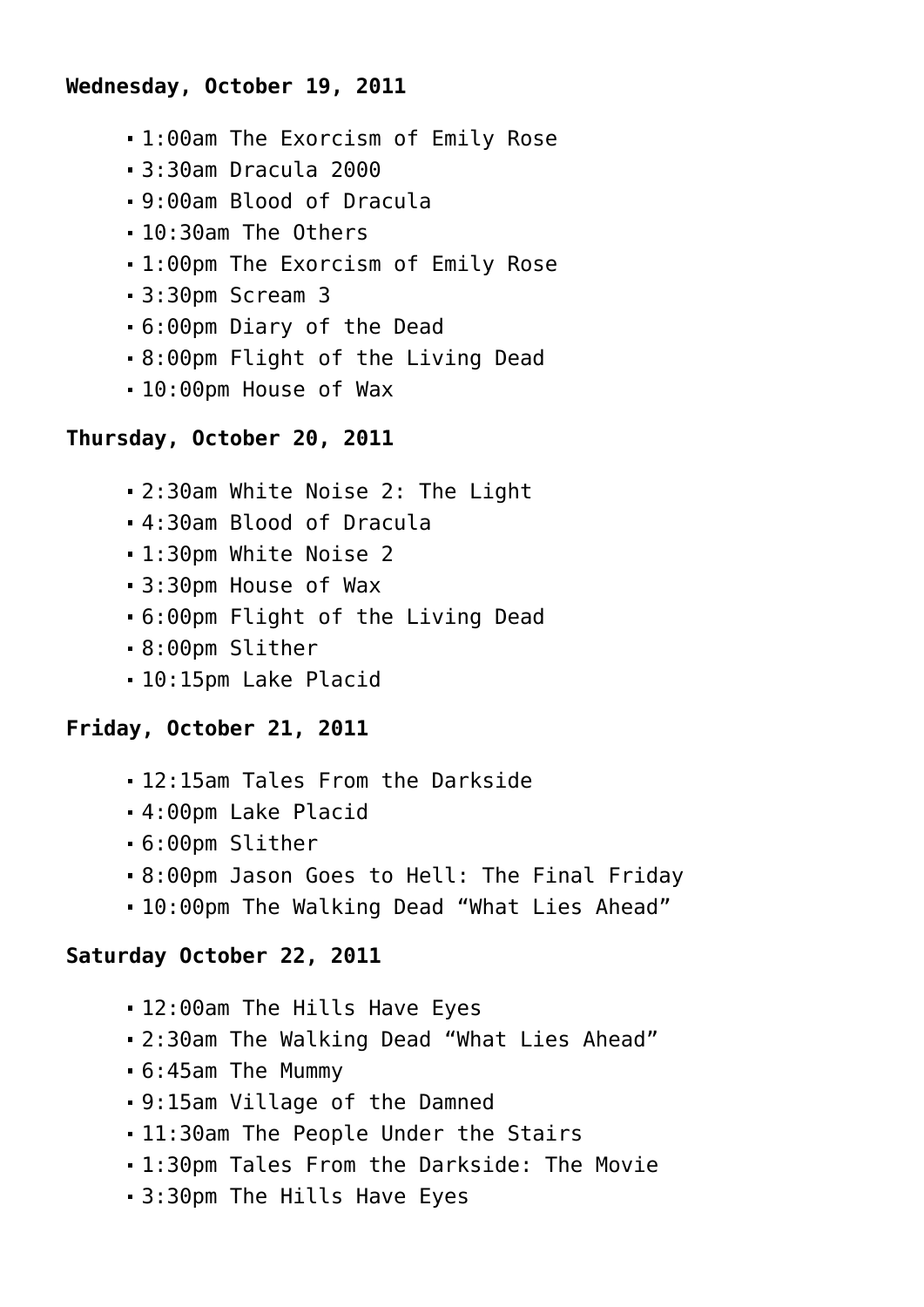**Wednesday, October 19, 2011**

- 1:00am The Exorcism of Emily Rose
- 3:30am Dracula 2000
- 9:00am Blood of Dracula
- 10:30am The Others
- 1:00pm The Exorcism of Emily Rose
- 3:30pm Scream 3
- 6:00pm Diary of the Dead
- 8:00pm Flight of the Living Dead
- 10:00pm House of Wax

**Thursday, October 20, 2011**

- 2:30am White Noise 2: The Light
- 4:30am Blood of Dracula
- 1:30pm White Noise 2
- 3:30pm House of Wax
- 6:00pm Flight of the Living Dead
- 8:00pm Slither
- 10:15pm Lake Placid

**Friday, October 21, 2011**

- 12:15am Tales From the Darkside
- 4:00pm Lake Placid
- 6:00pm Slither
- 8:00pm Jason Goes to Hell: The Final Friday
- 10:00pm The Walking Dead “What Lies Ahead”

**Saturday October 22, 2011**

- 12:00am The Hills Have Eyes
- 2:30am The Walking Dead “What Lies Ahead”
- 6:45am The Mummy
- 9:15am Village of the Damned
- 11:30am The People Under the Stairs
- 1:30pm Tales From the Darkside: The Movie
- 3:30pm The Hills Have Eyes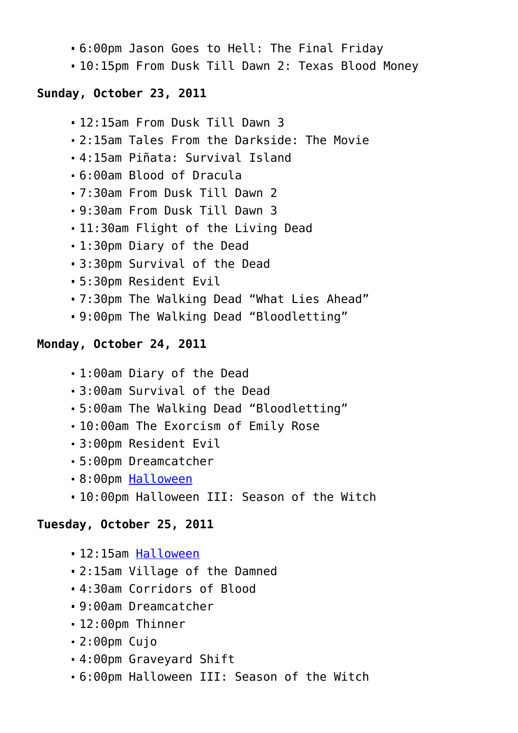- 6:00pm Jason Goes to Hell: The Final Friday
- 10:15pm From Dusk Till Dawn 2: Texas Blood Money

**Sunday, October 23, 2011**

- 12:15am From Dusk Till Dawn 3
- 2:15am Tales From the Darkside: The Movie
- 4:15am Piñata: Survival Island
- 6:00am Blood of Dracula
- 7:30am From Dusk Till Dawn 2
- 9:30am From Dusk Till Dawn 3
- 11:30am Flight of the Living Dead
- 1:30pm Diary of the Dead
- 3:30pm Survival of the Dead
- 5:30pm Resident Evil
- 7:30pm The Walking Dead "What Lies Ahead"
- 9:00pm The Walking Dead "Bloodletting"

**Monday, October 24, 2011**

- 1:00am Diary of the Dead
- 3:00am Survival of the Dead
- 5:00am The Walking Dead "Bloodletting"
- 10:00am The Exorcism of Emily Rose
- 3:00pm Resident Evil
- 5:00pm Dreamcatcher
- 8:00pm Halloween
- 10:00pm Halloween III: Season of the Witch

**Tuesday, October 25, 2011**

- 12:15am Halloween
- 2:15am Village of the Damned
- 4:30am Corridors of Blood
- 9:00am Dreamcatcher
- 12:00pm Thinner
- 2:00pm Cujo
- 4:00pm Graveyard Shift
- 6:00pm Halloween III: Season of the Witch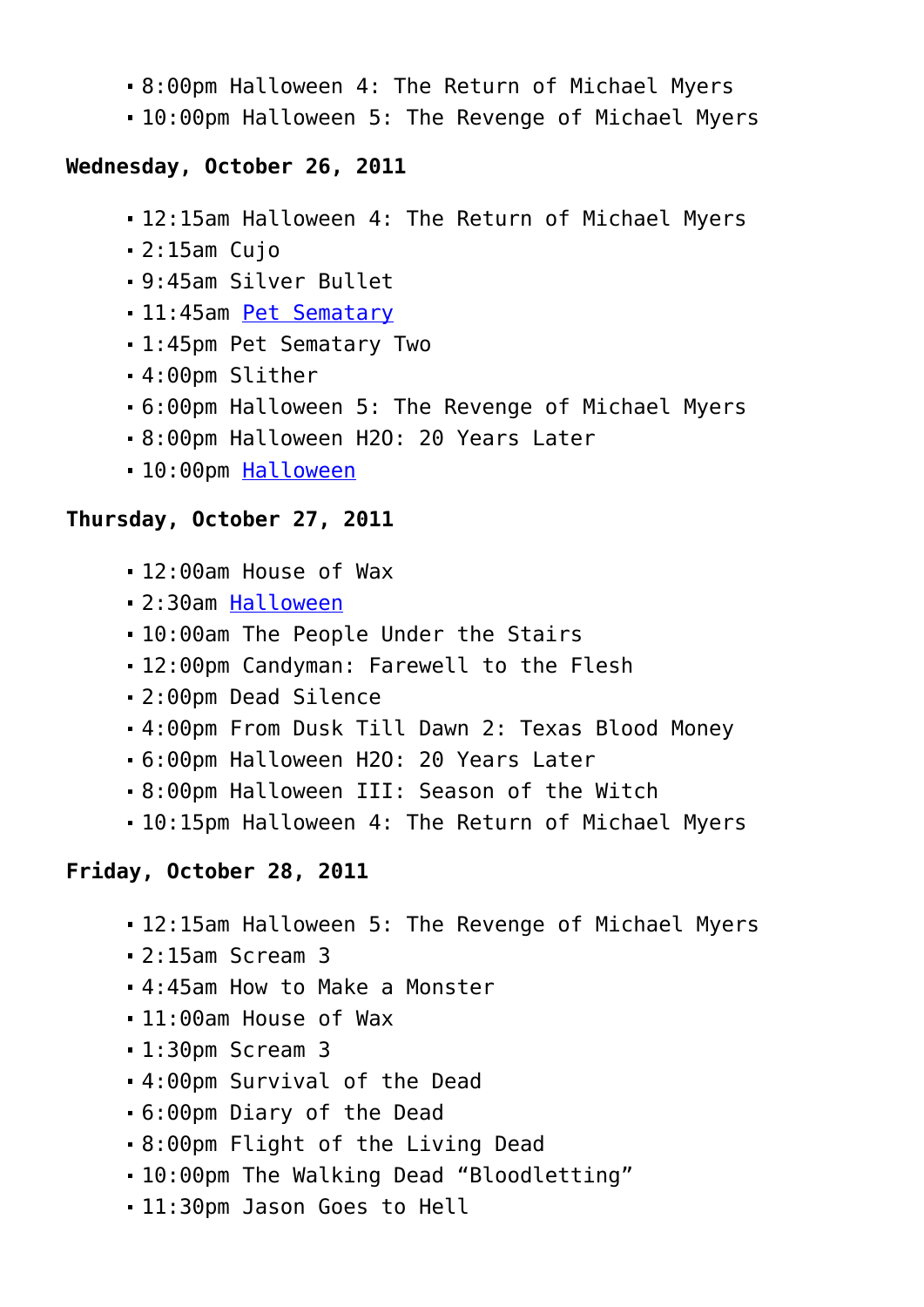- 8:00pm Halloween 4: The Return of Michael Myers
- 10:00pm Halloween 5: The Revenge of Michael Myers

**Wednesday, October 26, 2011**

- 12:15am Halloween 4: The Return of Michael Myers
- 2:15am Cujo
- 9:45am Silver Bullet
- 11:45am Pet Sematary
- 1:45pm Pet Sematary Two
- 4:00pm Slither
- 6:00pm Halloween 5: The Revenge of Michael Myers
- 8:00pm Halloween H20: 20 Years Later
- 10:00pm Halloween

**Thursday, October 27, 2011**

- 12:00am House of Wax
- 2:30am Halloween
- 10:00am The People Under the Stairs
- 12:00pm Candyman: Farewell to the Flesh
- 2:00pm Dead Silence
- 4:00pm From Dusk Till Dawn 2: Texas Blood Money
- 6:00pm Halloween H20: 20 Years Later
- 8:00pm Halloween III: Season of the Witch
- 10:15pm Halloween 4: The Return of Michael Myers

**Friday, October 28, 2011**

- 12:15am Halloween 5: The Revenge of Michael Myers
- 2:15am Scream 3
- 4:45am How to Make a Monster
- 11:00am House of Wax
- 1:30pm Scream 3
- 4:00pm Survival of the Dead
- 6:00pm Diary of the Dead
- 8:00pm Flight of the Living Dead
- 10:00pm The Walking Dead “Bloodletting”
- 11:30pm Jason Goes to Hell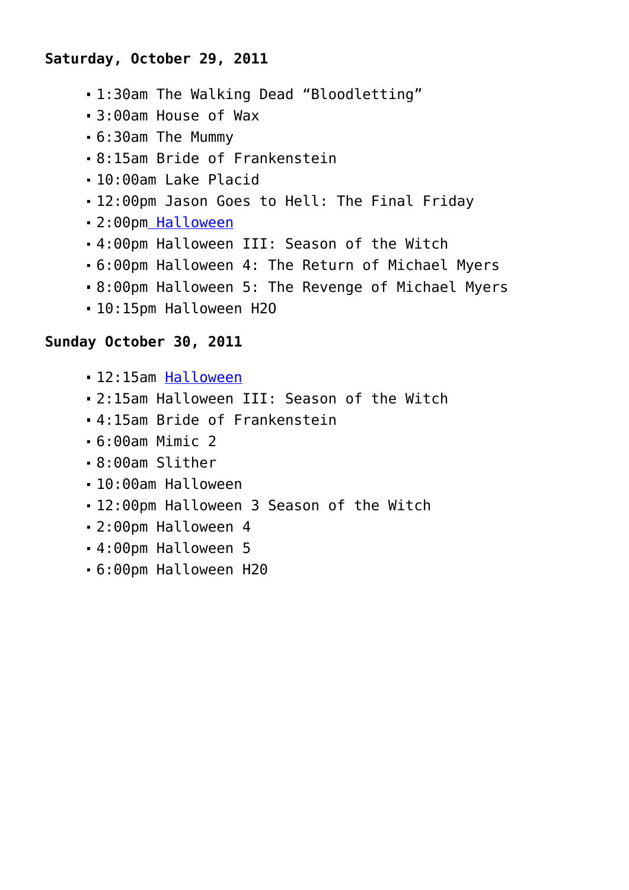**Saturday, October 29, 2011**

- 1:30am The Walking Dead “Bloodletting”
- 3:00am House of Wax
- 6:30am The Mummy
- 8:15am Bride of Frankenstein
- 10:00am Lake Placid
- 12:00pm Jason Goes to Hell: The Final Friday
- 2:00pm Halloween
- 4:00pm Halloween III: Season of the Witch
- 6:00pm Halloween 4: The Return of Michael Myers
- 8:00pm Halloween 5: The Revenge of Michael Myers
- 10:15pm Halloween H2O

**Sunday October 30, 2011**

- 12:15am Halloween
- 2:15am Halloween III: Season of the Witch
- 4:15am Bride of Frankenstein
- 6:00am Mimic 2
- 8:00am Slither
- 10:00am Halloween
- 12:00pm Halloween 3 Season of the Witch
- 2:00pm Halloween 4
- 4:00pm Halloween 5
- 6:00pm Halloween H20